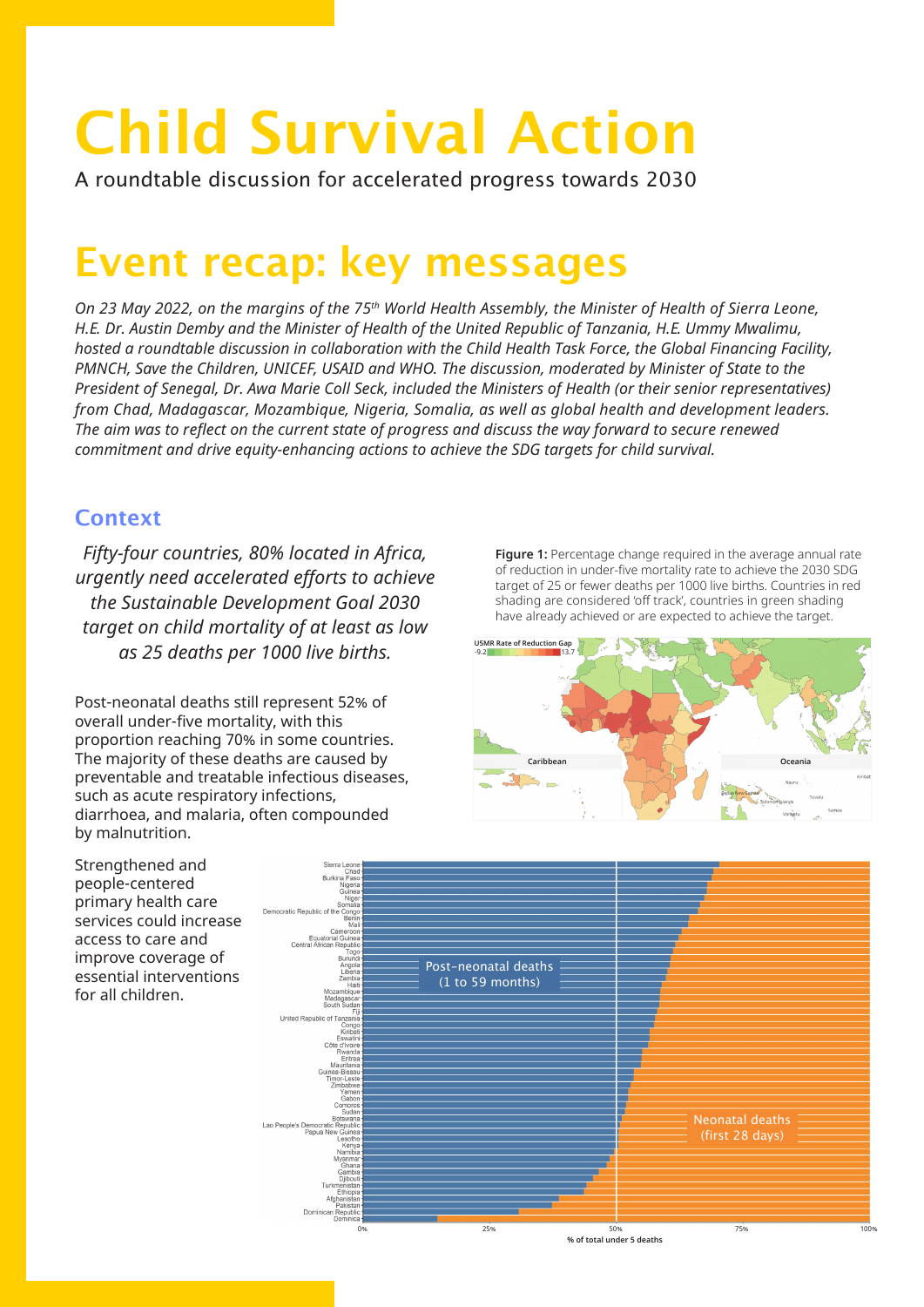# Child Survival Action

A roundtable discussion for accelerated progress towards 2030

## Event recap: key messages

*On 23 May 2022, on the margins of the 75th World Health Assembly, the Minister of Health of Sierra Leone, H.E. Dr. Austin Demby and the Minister of Health of the United Republic of Tanzania, H.E. Ummy Mwalimu, hosted a roundtable discussion in collaboration with the Child Health Task Force, the Global Financing Facility, PMNCH, Save the Children, UNICEF, USAID and WHO. The discussion, moderated by Minister of State to the President of Senegal, Dr. Awa Marie Coll Seck, included the Ministers of Health (or their senior representatives) from Chad, Madagascar, Mozambique, Nigeria, Somalia, as well as global health and development leaders. The aim was to reflect on the current state of progress and discuss the way forward to secure renewed commitment and drive equity-enhancing actions to achieve the SDG targets for child survival.*

### Context

*Fifty-four countries, 80% located in Africa, urgently need accelerated efforts to achieve the Sustainable Development Goal 2030 target on child mortality of at least as low as 25 deaths per 1000 live births.*

Post-neonatal deaths still represent 52% of overall under-five mortality, with this proportion reaching 70% in some countries. The majority of these deaths are caused by preventable and treatable infectious diseases, such as acute respiratory infections, diarrhoea, and malaria, often compounded by malnutrition.

Strengthened and people-centered primary health care services could increase access to care and improve coverage of essential interventions for all children.

**Figure 1:** Percentage change required in the average annual rate of reduction in under-five mortality rate to achieve the 2030 SDG target of 25 or fewer deaths per 1000 live births. Countries in red shading are considered 'off track', countries in green shading have already achieved or are expected to achieve the target.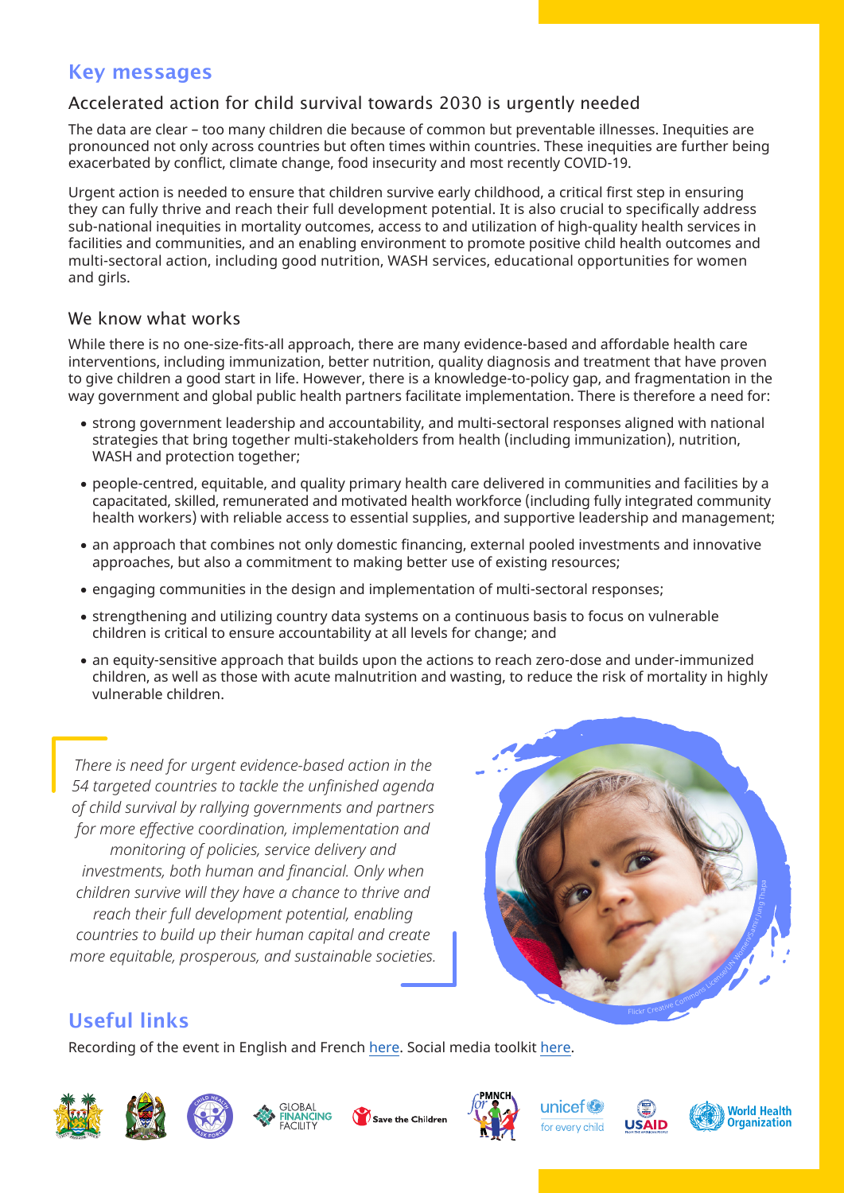## Key messages

### Accelerated action for child survival towards 2030 is urgently needed

The data are clear – too many children die because of common but preventable illnesses. Inequities are pronounced not only across countries but often times within countries. These inequities are further being exacerbated by conflict, climate change, food insecurity and most recently COVID-19.

Urgent action is needed to ensure that children survive early childhood, a critical first step in ensuring they can fully thrive and reach their full development potential. It is also crucial to specifically address sub-national inequities in mortality outcomes, access to and utilization of high-quality health services in facilities and communities, and an enabling environment to promote positive child health outcomes and multi-sectoral action, including good nutrition, WASH services, educational opportunities for women and girls.

### We know what works

While there is no one-size-fits-all approach, there are many evidence-based and affordable health care interventions, including immunization, better nutrition, quality diagnosis and treatment that have proven to give children a good start in life. However, there is a knowledge-to-policy gap, and fragmentation in the way government and global public health partners facilitate implementation. There is therefore a need for:

- strong government leadership and accountability, and multi-sectoral responses aligned with national strategies that bring together multi-stakeholders from health (including immunization), nutrition, WASH and protection together;
- people-centred, equitable, and quality primary health care delivered in communities and facilities by a capacitated, skilled, remunerated and motivated health workforce (including fully integrated community health workers) with reliable access to essential supplies, and supportive leadership and management;
- an approach that combines not only domestic financing, external pooled investments and innovative approaches, but also a commitment to making better use of existing resources;
- engaging communities in the design and implementation of multi-sectoral responses;
- strengthening and utilizing country data systems on a continuous basis to focus on vulnerable children is critical to ensure accountability at all levels for change; and
- an equity-sensitive approach that builds upon the actions to reach zero-dose and under-immunized children, as well as those with acute malnutrition and wasting, to reduce the risk of mortality in highly vulnerable children.

*There is need for urgent evidence-based action in the 54 targeted countries to tackle the unfinished agenda of child survival by rallying governments and partners for more effective coordination, implementation and monitoring of policies, service delivery and investments, both human and financial. Only when children survive will they have a chance to thrive and reach their full development potential, enabling countries to build up their human capital and create more equitable, prosperous, and sustainable societies.*

## Useful links

Recording of the event in English and French here. Social media toolkit here.